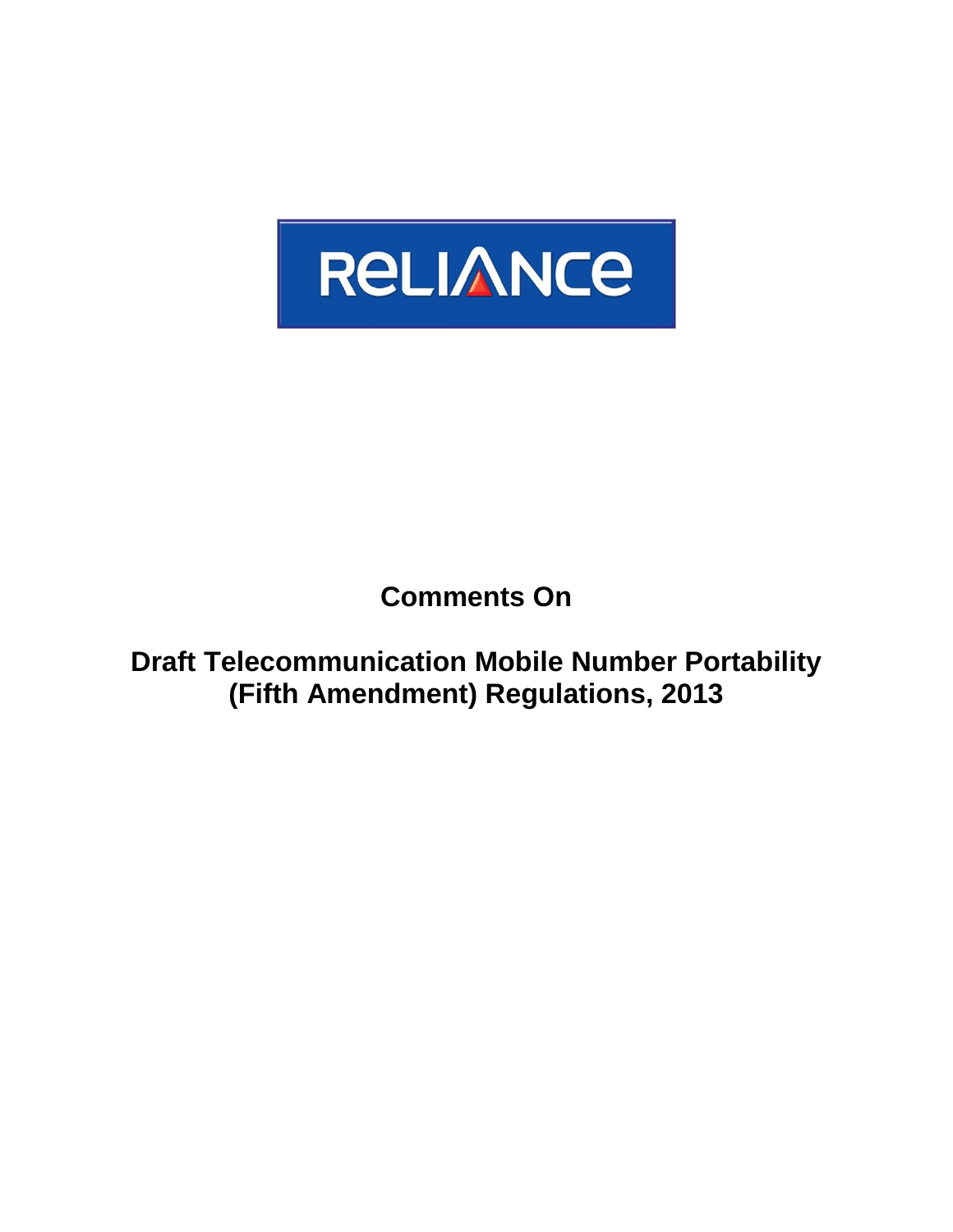RELIANCE

# Comments On

# Draft Telecommunication Mobile Number Portability (Fifth Amendment) Regulations, 2013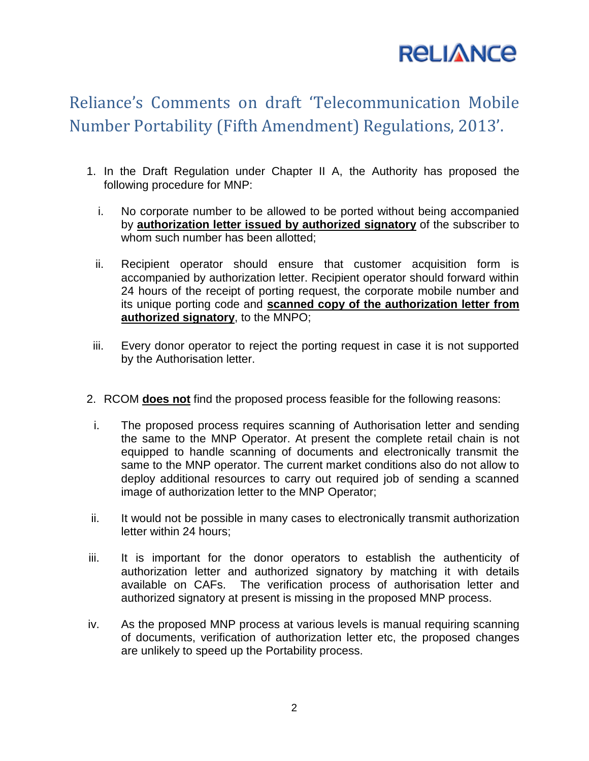RELIANCE

# Reliance's Comments on draft 'Telecommunication Mobile Number Portability (Fifth Amendment) Regulations, 2013'.

1. In the Draft Regulation under Chapter II A, the Authority has proposed the following procedure for MNP:

   i. No corporate number to be allowed to be ported without being accompanied by **authorization letter issued by authorized signatory** of the subscriber to whom such number has been allotted;

   ii. Recipient operator should ensure that customer acquisition form is accompanied by authorization letter. Recipient operator should forward within 24 hours of the receipt of porting request, the corporate mobile number and its unique porting code and **scanned copy of the authorization letter from authorized signatory**, to the MNPO;

   iii. Every donor operator to reject the porting request in case it is not supported by the Authorisation letter.

2. RCOM **does not** find the proposed process feasible for the following reasons:

   i. The proposed process requires scanning of Authorisation letter and sending the same to the MNP Operator. At present the complete retail chain is not equipped to handle scanning of documents and electronically transmit the same to the MNP operator. The current market conditions also do not allow to deploy additional resources to carry out required job of sending a scanned image of authorization letter to the MNP Operator;

   ii. It would not be possible in many cases to electronically transmit authorization letter within 24 hours;

   iii. It is important for the donor operators to establish the authenticity of authorization letter and authorized signatory by matching it with details available on CAFs. The verification process of authorisation letter and authorized signatory at present is missing in the proposed MNP process.

   iv. As the proposed MNP process at various levels is manual requiring scanning of documents, verification of authorization letter etc, the proposed changes are unlikely to speed up the Portability process.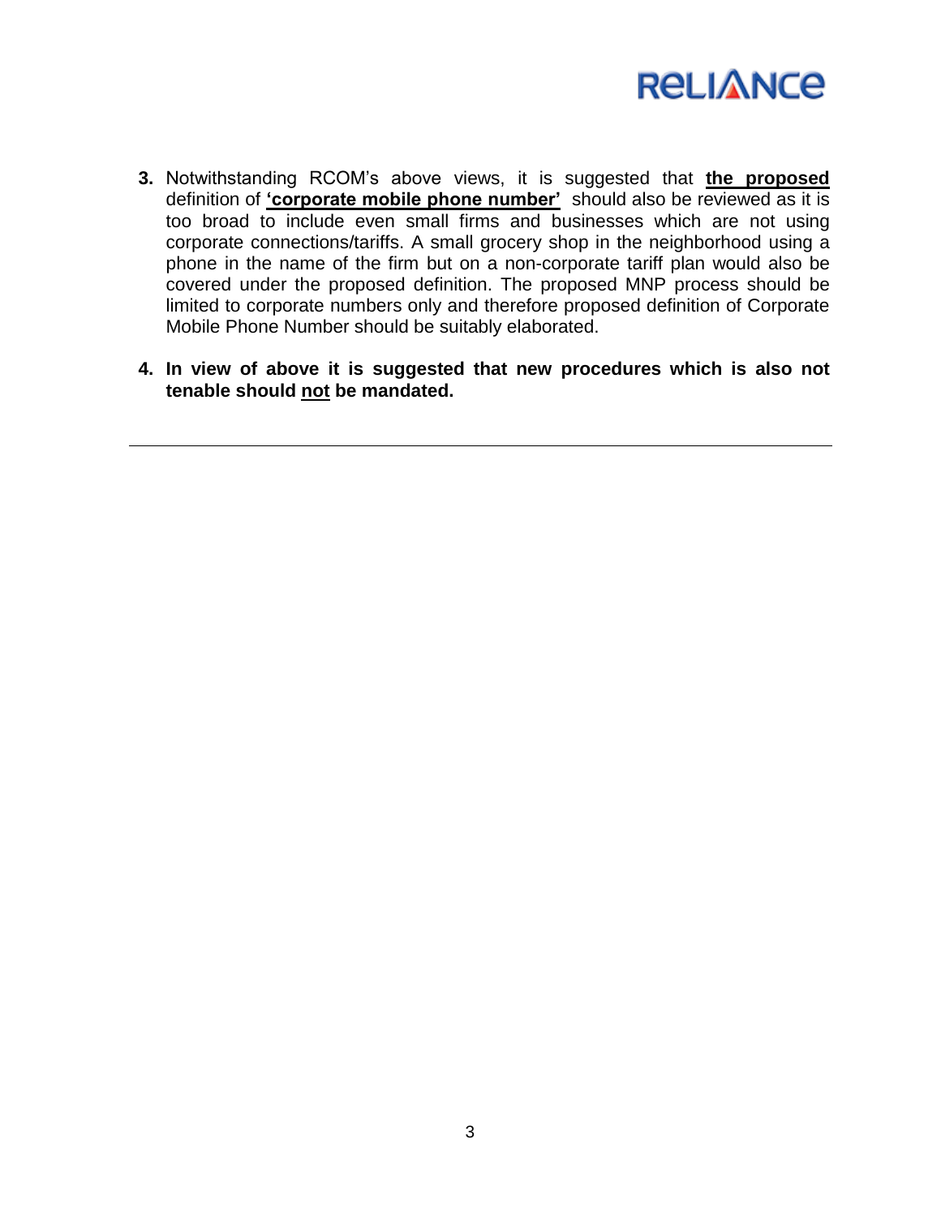3. Notwithstanding RCOM's above views, it is suggested that **the proposed** definition of **'corporate mobile phone number'** should also be reviewed as it is too broad to include even small firms and businesses which are not using corporate connections/tariffs. A small grocery shop in the neighborhood using a phone in the name of the firm but on a non-corporate tariff plan would also be covered under the proposed definition. The proposed MNP process should be limited to corporate numbers only and therefore proposed definition of Corporate Mobile Phone Number should be suitably elaborated.

4. **In view of above it is suggested that new procedures which is also not tenable should not be mandated.**

---